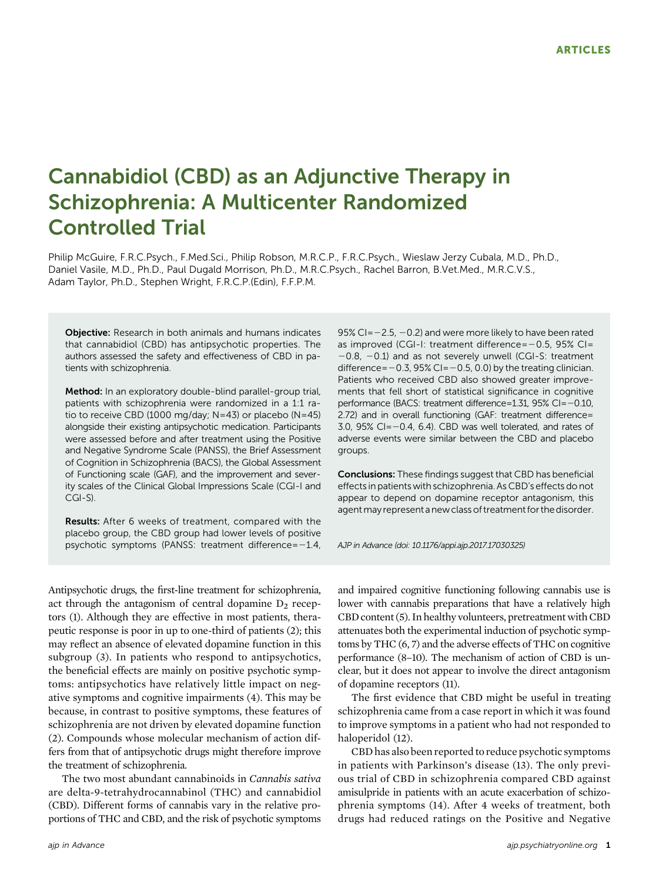ARTICLES

# Cannabidiol (CBD) as an Adjunctive Therapy in Schizophrenia: A Multicenter Randomized Controlled Trial

Philip McGuire, F.R.C.Psych., F.Med.Sci., Philip Robson, M.R.C.P., F.R.C.Psych., Wieslaw Jerzy Cubala, M.D., Ph.D., Daniel Vasile, M.D., Ph.D., Paul Dugald Morrison, Ph.D., M.R.C.Psych., Rachel Barron, B.Vet.Med., M.R.C.V.S., Adam Taylor, Ph.D., Stephen Wright, F.R.C.P.(Edin), F.F.P.M.

**Objective:** Research in both animals and humans indicates that cannabidiol (CBD) has antipsychotic properties. The authors assessed the safety and effectiveness of CBD in patients with schizophrenia.

**Method:** In an exploratory double-blind parallel-group trial, patients with schizophrenia were randomized in a 1:1 ratio to receive CBD (1000 mg/day; N=43) or placebo (N=45) alongside their existing antipsychotic medication. Participants were assessed before and after treatment using the Positive and Negative Syndrome Scale (PANSS), the Brief Assessment of Cognition in Schizophrenia (BACS), the Global Assessment of Functioning scale (GAF), and the improvement and severity scales of the Clinical Global Impressions Scale (CGI-I and CGI-S).

**Results:** After 6 weeks of treatment, compared with the placebo group, the CBD group had lower levels of positive psychotic symptoms (PANSS: treatment difference=−1.4, 95% CI=−2.5, −0.2) and were more likely to have been rated as improved (CGI-I: treatment difference=−0.5, 95% CI=−0.8, −0.1) and as not severely unwell (CGI-S: treatment difference=−0.3, 95% CI=−0.5, 0.0) by the treating clinician. Patients who received CBD also showed greater improvements that fell short of statistical significance in cognitive performance (BACS: treatment difference=1.31, 95% CI=−0.10, 2.72) and in overall functioning (GAF: treatment difference=3.0, 95% CI=−0.4, 6.4). CBD was well tolerated, and rates of adverse events were similar between the CBD and placebo groups.

**Conclusions:** These findings suggest that CBD has beneficial effects in patients with schizophrenia. As CBD's effects do not appear to depend on dopamine receptor antagonism, this agent may represent a new class of treatment for the disorder.

*AJP in Advance (doi: 10.1176/appi.ajp.2017.17030325)*

Antipsychotic drugs, the first-line treatment for schizophrenia, act through the antagonism of central dopamine $D_2$ receptors (1). Although they are effective in most patients, therapeutic response is poor in up to one-third of patients (2); this may reflect an absence of elevated dopamine function in this subgroup (3). In patients who respond to antipsychotics, the beneficial effects are mainly on positive psychotic symptoms: antipsychotics have relatively little impact on negative symptoms and cognitive impairments (4). This may be because, in contrast to positive symptoms, these features of schizophrenia are not driven by elevated dopamine function (2). Compounds whose molecular mechanism of action differs from that of antipsychotic drugs might therefore improve the treatment of schizophrenia.

The two most abundant cannabinoids in *Cannabis sativa* are delta-9-tetrahydrocannabinol (THC) and cannabidiol (CBD). Different forms of cannabis vary in the relative proportions of THC and CBD, and the risk of psychotic symptoms and impaired cognitive functioning following cannabis use is lower with cannabis preparations that have a relatively high CBD content (5). In healthy volunteers, pretreatment with CBD attenuates both the experimental induction of psychotic symptoms by THC (6, 7) and the adverse effects of THC on cognitive performance (8–10). The mechanism of action of CBD is unclear, but it does not appear to involve the direct antagonism of dopamine receptors (11).

The first evidence that CBD might be useful in treating schizophrenia came from a case report in which it was found to improve symptoms in a patient who had not responded to haloperidol (12).

CBD has also been reported to reduce psychotic symptoms in patients with Parkinson's disease (13). The only previous trial of CBD in schizophrenia compared CBD against amisulpride in patients with an acute exacerbation of schizophrenia symptoms (14). After 4 weeks of treatment, both drugs had reduced ratings on the Positive and Negative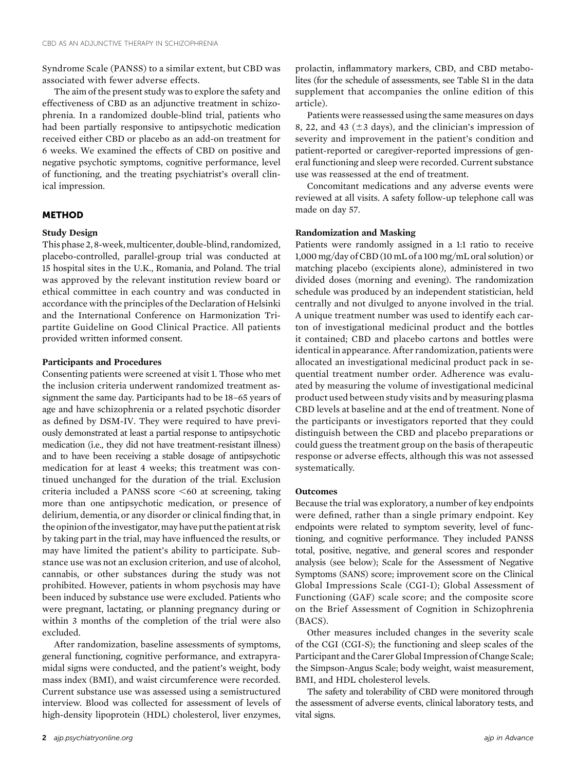Syndrome Scale (PANSS) to a similar extent, but CBD was associated with fewer adverse effects.

The aim of the present study was to explore the safety and effectiveness of CBD as an adjunctive treatment in schizophrenia. In a randomized double-blind trial, patients who had been partially responsive to antipsychotic medication received either CBD or placebo as an add-on treatment for 6 weeks. We examined the effects of CBD on positive and negative psychotic symptoms, cognitive performance, level of functioning, and the treating psychiatrist's overall clinical impression.

## METHOD

### Study Design

This phase 2, 8-week, multicenter, double-blind, randomized, placebo-controlled, parallel-group trial was conducted at 15 hospital sites in the U.K., Romania, and Poland. The trial was approved by the relevant institution review board or ethical committee in each country and was conducted in accordance with the principles of the Declaration of Helsinki and the International Conference on Harmonization Tripartite Guideline on Good Clinical Practice. All patients provided written informed consent.

### Participants and Procedures

Consenting patients were screened at visit 1. Those who met the inclusion criteria underwent randomized treatment assignment the same day. Participants had to be 18–65 years of age and have schizophrenia or a related psychotic disorder as defined by DSM-IV. They were required to have previously demonstrated at least a partial response to antipsychotic medication (i.e., they did not have treatment-resistant illness) and to have been receiving a stable dosage of antipsychotic medication for at least 4 weeks; this treatment was continued unchanged for the duration of the trial. Exclusion criteria included a PANSS score <60 at screening, taking more than one antipsychotic medication, or presence of delirium, dementia, or any disorder or clinical finding that, in the opinion of the investigator, may have put the patient at risk by taking part in the trial, may have influenced the results, or may have limited the patient's ability to participate. Substance use was not an exclusion criterion, and use of alcohol, cannabis, or other substances during the study was not prohibited. However, patients in whom psychosis may have been induced by substance use were excluded. Patients who were pregnant, lactating, or planning pregnancy during or within 3 months of the completion of the trial were also excluded.

After randomization, baseline assessments of symptoms, general functioning, cognitive performance, and extrapyramidal signs were conducted, and the patient's weight, body mass index (BMI), and waist circumference were recorded. Current substance use was assessed using a semistructured interview. Blood was collected for assessment of levels of high-density lipoprotein (HDL) cholesterol, liver enzymes, prolactin, inflammatory markers, CBD, and CBD metabolites (for the schedule of assessments, see Table S1 in the data supplement that accompanies the online edition of this article).

Patients were reassessed using the same measures on days 8, 22, and 43 (±3 days), and the clinician's impression of severity and improvement in the patient's condition and patient-reported or caregiver-reported impressions of general functioning and sleep were recorded. Current substance use was reassessed at the end of treatment.

Concomitant medications and any adverse events were reviewed at all visits. A safety follow-up telephone call was made on day 57.

### Randomization and Masking

Patients were randomly assigned in a 1:1 ratio to receive 1,000 mg/day of CBD (10 mL of a 100 mg/mL oral solution) or matching placebo (excipients alone), administered in two divided doses (morning and evening). The randomization schedule was produced by an independent statistician, held centrally and not divulged to anyone involved in the trial. A unique treatment number was used to identify each carton of investigational medicinal product and the bottles it contained; CBD and placebo cartons and bottles were identical in appearance. After randomization, patients were allocated an investigational medicinal product pack in sequential treatment number order. Adherence was evaluated by measuring the volume of investigational medicinal product used between study visits and by measuring plasma CBD levels at baseline and at the end of treatment. None of the participants or investigators reported that they could distinguish between the CBD and placebo preparations or could guess the treatment group on the basis of therapeutic response or adverse effects, although this was not assessed systematically.

### Outcomes

Because the trial was exploratory, a number of key endpoints were defined, rather than a single primary endpoint. Key endpoints were related to symptom severity, level of functioning, and cognitive performance. They included PANSS total, positive, negative, and general scores and responder analysis (see below); Scale for the Assessment of Negative Symptoms (SANS) score; improvement score on the Clinical Global Impressions Scale (CGI-I); Global Assessment of Functioning (GAF) scale score; and the composite score on the Brief Assessment of Cognition in Schizophrenia (BACS).

Other measures included changes in the severity scale of the CGI (CGI-S); the functioning and sleep scales of the Participant and the Carer Global Impression of Change Scale; the Simpson-Angus Scale; body weight, waist measurement, BMI, and HDL cholesterol levels.

The safety and tolerability of CBD were monitored through the assessment of adverse events, clinical laboratory tests, and vital signs.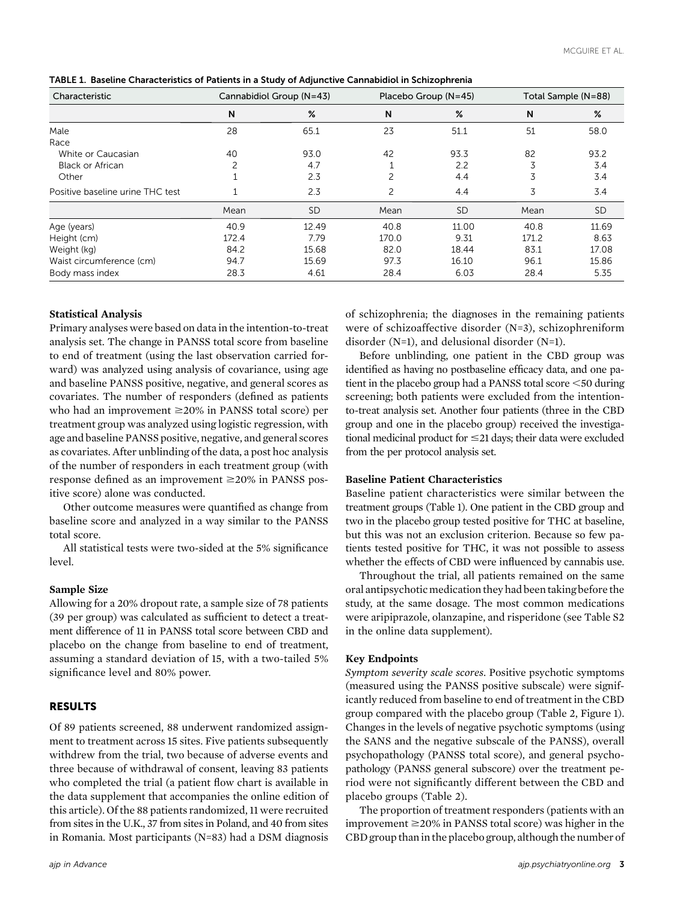TABLE 1. Baseline Characteristics of Patients in a Study of Adjunctive Cannabidiol in Schizophrenia

| Characteristic | Cannabidiol Group (N=43) | | Placebo Group (N=45) | | Total Sample (N=88) | |
|---|---|---|---|---|---|---|
| | N | % | N | % | N | % |
| Male | 28 | 65.1 | 23 | 51.1 | 51 | 58.0 |
| Race | | | | | | |
| White or Caucasian | 40 | 93.0 | 42 | 93.3 | 82 | 93.2 |
| Black or African | 2 | 4.7 | 1 | 2.2 | 3 | 3.4 |
| Other | 1 | 2.3 | 2 | 4.4 | 3 | 3.4 |
| Positive baseline urine THC test | 1 | 2.3 | 2 | 4.4 | 3 | 3.4 |
| | Mean | SD | Mean | SD | Mean | SD |
| Age (years) | 40.9 | 12.49 | 40.8 | 11.00 | 40.8 | 11.69 |
| Height (cm) | 172.4 | 7.79 | 170.0 | 9.31 | 171.2 | 8.63 |
| Weight (kg) | 84.2 | 15.68 | 82.0 | 18.44 | 83.1 | 17.08 |
| Waist circumference (cm) | 94.7 | 15.69 | 97.3 | 16.10 | 96.1 | 15.86 |
| Body mass index | 28.3 | 4.61 | 28.4 | 6.03 | 28.4 | 5.35 |

### Statistical Analysis

Primary analyses were based on data in the intention-to-treat analysis set. The change in PANSS total score from baseline to end of treatment (using the last observation carried forward) was analyzed using analysis of covariance, using age and baseline PANSS positive, negative, and general scores as covariates. The number of responders (defined as patients who had an improvement ≥20% in PANSS total score) per treatment group was analyzed using logistic regression, with age and baseline PANSS positive, negative, and general scores as covariates. After unblinding of the data, a post hoc analysis of the number of responders in each treatment group (with response defined as an improvement ≥20% in PANSS positive score) alone was conducted.

Other outcome measures were quantified as change from baseline score and analyzed in a way similar to the PANSS total score.

All statistical tests were two-sided at the 5% significance level.

### Sample Size

Allowing for a 20% dropout rate, a sample size of 78 patients (39 per group) was calculated as sufficient to detect a treatment difference of 11 in PANSS total score between CBD and placebo on the change from baseline to end of treatment, assuming a standard deviation of 15, with a two-tailed 5% significance level and 80% power.

## RESULTS

Of 89 patients screened, 88 underwent randomized assignment to treatment across 15 sites. Five patients subsequently withdrew from the trial, two because of adverse events and three because of withdrawal of consent, leaving 83 patients who completed the trial (a patient flow chart is available in the data supplement that accompanies the online edition of this article). Of the 88 patients randomized, 11 were recruited from sites in the U.K., 37 from sites in Poland, and 40 from sites in Romania. Most participants (N=83) had a DSM diagnosis of schizophrenia; the diagnoses in the remaining patients were of schizoaffective disorder (N=3), schizophreniform disorder (N=1), and delusional disorder (N=1).

Before unblinding, one patient in the CBD group was identified as having no postbaseline efficacy data, and one patient in the placebo group had a PANSS total score <50 during screening; both patients were excluded from the intention-to-treat analysis set. Another four patients (three in the CBD group and one in the placebo group) received the investigational medicinal product for ≤21 days; their data were excluded from the per protocol analysis set.

### Baseline Patient Characteristics

Baseline patient characteristics were similar between the treatment groups (Table 1). One patient in the CBD group and two in the placebo group tested positive for THC at baseline, but this was not an exclusion criterion. Because so few patients tested positive for THC, it was not possible to assess whether the effects of CBD were influenced by cannabis use.

Throughout the trial, all patients remained on the same oral antipsychotic medication they had been taking before the study, at the same dosage. The most common medications were aripiprazole, olanzapine, and risperidone (see Table S2 in the online data supplement).

### Key Endpoints

*Symptom severity scale scores.* Positive psychotic symptoms (measured using the PANSS positive subscale) were significantly reduced from baseline to end of treatment in the CBD group compared with the placebo group (Table 2, Figure 1). Changes in the levels of negative psychotic symptoms (using the SANS and the negative subscale of the PANSS), overall psychopathology (PANSS total score), and general psychopathology (PANSS general subscore) over the treatment period were not significantly different between the CBD and placebo groups (Table 2).

The proportion of treatment responders (patients with an improvement ≥20% in PANSS total score) was higher in the CBD group than in the placebo group, although the number of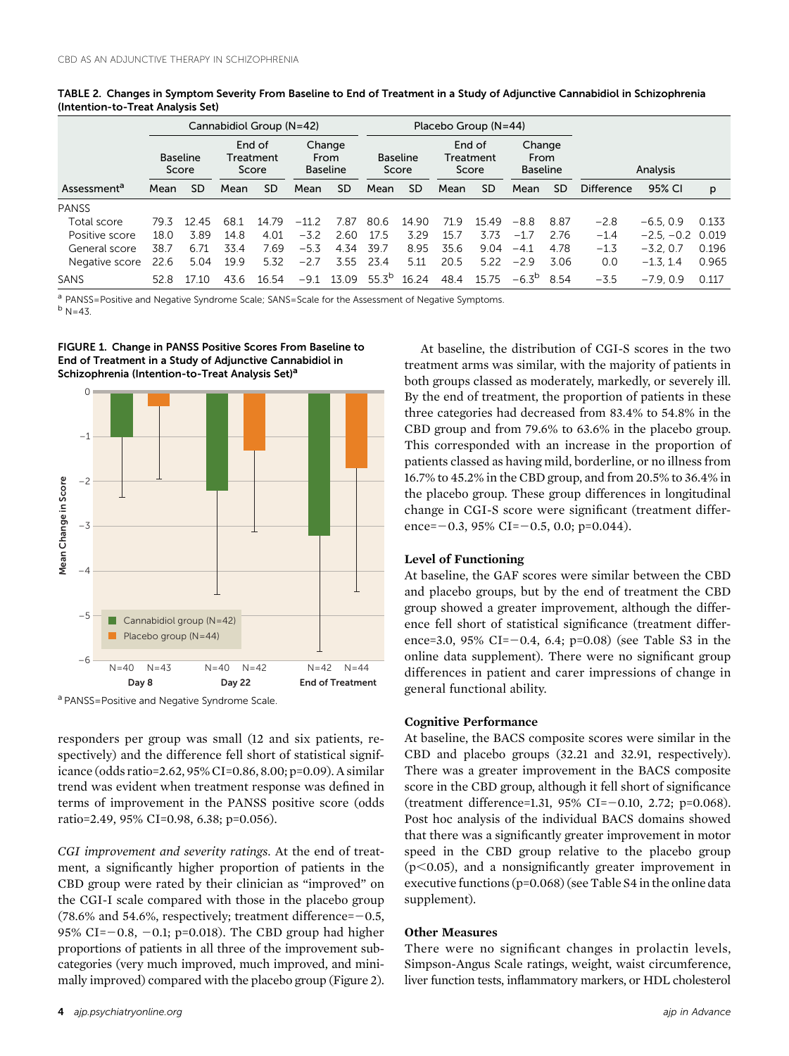**TABLE 2. Changes in Symptom Severity From Baseline to End of Treatment in a Study of Adjunctive Cannabidiol in Schizophrenia (Intention-to-Treat Analysis Set)**

| | Cannabidiol Group (N=42) | | | | | | Placebo Group (N=44) | | | | | | | | |
|---|---|---|---|---|---|---|---|---|---|---|---|---|---|---|---|
| | Baseline Score | | End of Treatment Score | | Change From Baseline | | Baseline Score | | End of Treatment Score | | Change From Baseline | | Analysis | | |
| Assessment[a] | Mean | SD | Mean | SD | Mean | SD | Mean | SD | Mean | SD | Mean | SD | Difference | 95% CI | p |
| PANSS | | | | | | | | | | | | | | | |
| Total score | 79.3 | 12.45 | 68.1 | 14.79 | −11.2 | 7.87 | 80.6 | 14.90 | 71.9 | 15.49 | −8.8 | 8.87 | −2.8 | −6.5, 0.9 | 0.133 |
| Positive score | 18.0 | 3.89 | 14.8 | 4.01 | −3.2 | 2.60 | 17.5 | 3.29 | 15.7 | 3.73 | −1.7 | 2.76 | −1.4 | −2.5, −0.2 | 0.019 |
| General score | 38.7 | 6.71 | 33.4 | 7.69 | −5.3 | 4.34 | 39.7 | 8.95 | 35.6 | 9.04 | −4.1 | 4.78 | −1.3 | −3.2, 0.7 | 0.196 |
| Negative score | 22.6 | 5.04 | 19.9 | 5.32 | −2.7 | 3.55 | 23.4 | 5.11 | 20.5 | 5.22 | −2.9 | 3.06 | 0.0 | −1.3, 1.4 | 0.965 |
| SANS | 52.8 | 17.10 | 43.6 | 16.54 | −9.1 | 13.09 | 55.3[b] | 16.24 | 48.4 | 15.75 | −6.3[b] | 8.54 | −3.5 | −7.9, 0.9 | 0.117 |

[a] PANSS=Positive and Negative Syndrome Scale; SANS=Scale for the Assessment of Negative Symptoms.
[b] N=43.

**FIGURE 1. Change in PANSS Positive Scores From Baseline to End of Treatment in a Study of Adjunctive Cannabidiol in Schizophrenia (Intention-to-Treat Analysis Set)[a]**

[a] PANSS=Positive and Negative Syndrome Scale.

responders per group was small (12 and six patients, respectively) and the difference fell short of statistical significance (odds ratio=2.62, 95% CI=0.86, 8.00; p=0.09). A similar trend was evident when treatment response was defined in terms of improvement in the PANSS positive score (odds ratio=2.49, 95% CI=0.98, 6.38; p=0.056).

*CGI improvement and severity ratings.* At the end of treatment, a significantly higher proportion of patients in the CBD group were rated by their clinician as "improved" on the CGI-I scale compared with those in the placebo group (78.6% and 54.6%, respectively; treatment difference=−0.5, 95% CI=−0.8, −0.1; p=0.018). The CBD group had higher proportions of patients in all three of the improvement subcategories (very much improved, much improved, and minimally improved) compared with the placebo group (Figure 2).

At baseline, the distribution of CGI-S scores in the two treatment arms was similar, with the majority of patients in both groups classed as moderately, markedly, or severely ill. By the end of treatment, the proportion of patients in these three categories had decreased from 83.4% to 54.8% in the CBD group and from 79.6% to 63.6% in the placebo group. This corresponded with an increase in the proportion of patients classed as having mild, borderline, or no illness from 16.7% to 45.2% in the CBD group, and from 20.5% to 36.4% in the placebo group. These group differences in longitudinal change in CGI-S score were significant (treatment difference=−0.3, 95% CI=−0.5, 0.0; p=0.044).

### Level of Functioning

At baseline, the GAF scores were similar between the CBD and placebo groups, but by the end of treatment the CBD group showed a greater improvement, although the difference fell short of statistical significance (treatment difference=3.0, 95% CI=−0.4, 6.4; p=0.08) (see Table S3 in the online data supplement). There were no significant group differences in patient and carer impressions of change in general functional ability.

### Cognitive Performance

At baseline, the BACS composite scores were similar in the CBD and placebo groups (32.21 and 32.91, respectively). There was a greater improvement in the BACS composite score in the CBD group, although it fell short of significance (treatment difference=1.31, 95% CI=−0.10, 2.72; p=0.068). Post hoc analysis of the individual BACS domains showed that there was a significantly greater improvement in motor speed in the CBD group relative to the placebo group (p<0.05), and a nonsignificantly greater improvement in executive functions (p=0.068) (see Table S4 in the online data supplement).

### Other Measures

There were no significant changes in prolactin levels, Simpson-Angus Scale ratings, weight, waist circumference, liver function tests, inflammatory markers, or HDL cholesterol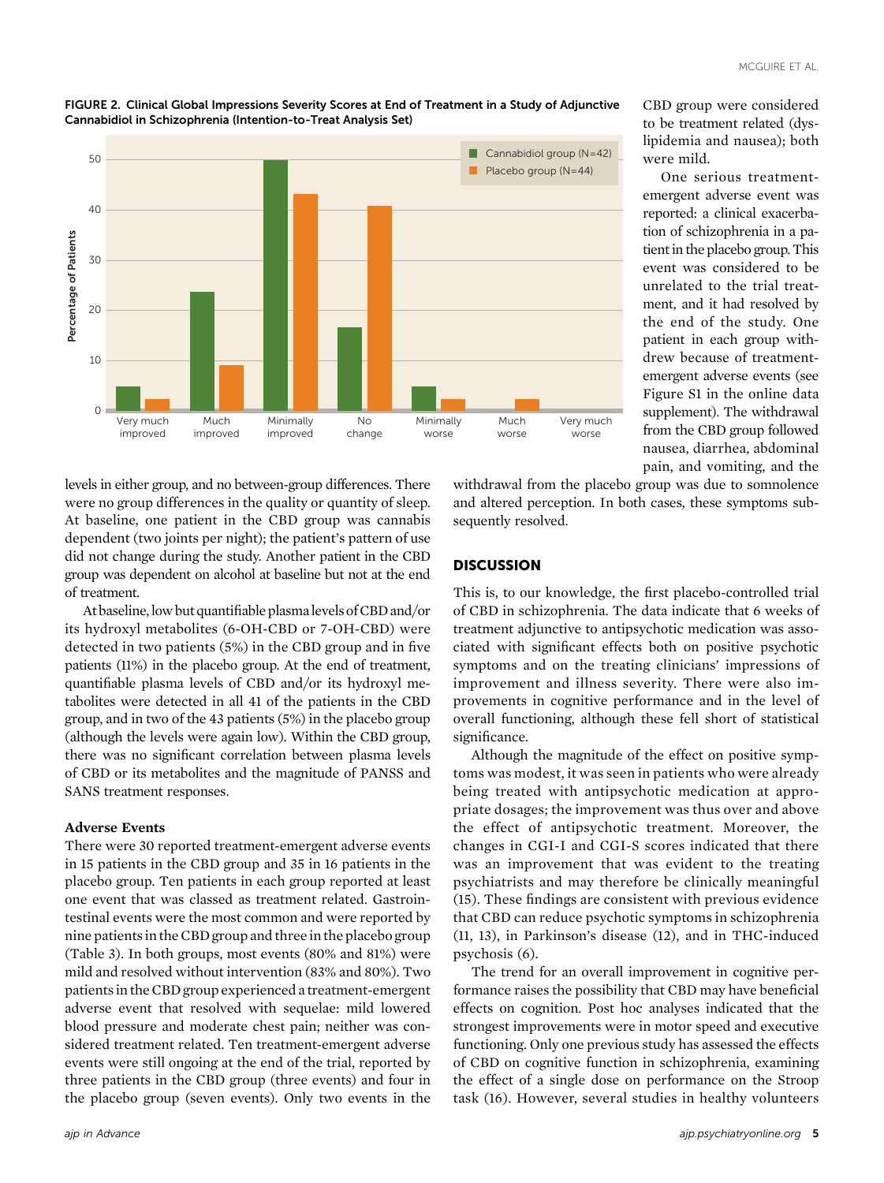FIGURE 2. Clinical Global Impressions Severity Scores at End of Treatment in a Study of Adjunctive Cannabidiol in Schizophrenia (Intention-to-Treat Analysis Set)

levels in either group, and no between-group differences. There were no group differences in the quality or quantity of sleep. At baseline, one patient in the CBD group was cannabis dependent (two joints per night); the patient's pattern of use did not change during the study. Another patient in the CBD group was dependent on alcohol at baseline but not at the end of treatment.

At baseline, low but quantifiable plasma levels of CBD and/or its hydroxyl metabolites (6-OH-CBD or 7-OH-CBD) were detected in two patients (5%) in the CBD group and in five patients (11%) in the placebo group. At the end of treatment, quantifiable plasma levels of CBD and/or its hydroxyl metabolites were detected in all 41 of the patients in the CBD group, and in two of the 43 patients (5%) in the placebo group (although the levels were again low). Within the CBD group, there was no significant correlation between plasma levels of CBD or its metabolites and the magnitude of PANSS and SANS treatment responses.

### Adverse Events

There were 30 reported treatment-emergent adverse events in 15 patients in the CBD group and 35 in 16 patients in the placebo group. Ten patients in each group reported at least one event that was classed as treatment related. Gastrointestinal events were the most common and were reported by nine patients in the CBD group and three in the placebo group (Table 3). In both groups, most events (80% and 81%) were mild and resolved without intervention (83% and 80%). Two patients in the CBD group experienced a treatment-emergent adverse event that resolved with sequelae: mild lowered blood pressure and moderate chest pain; neither was considered treatment related. Ten treatment-emergent adverse events were still ongoing at the end of the trial, reported by three patients in the CBD group (three events) and four in the placebo group (seven events). Only two events in the CBD group were considered to be treatment related (dyslipidemia and nausea); both were mild.

One serious treatment-emergent adverse event was reported: a clinical exacerbation of schizophrenia in a patient in the placebo group. This event was considered to be unrelated to the trial treatment, and it had resolved by the end of the study. One patient in each group withdrew because of treatment-emergent adverse events (see Figure S1 in the online data supplement). The withdrawal from the CBD group followed nausea, diarrhea, abdominal pain, and vomiting, and the withdrawal from the placebo group was due to somnolence and altered perception. In both cases, these symptoms subsequently resolved.

## DISCUSSION

This is, to our knowledge, the first placebo-controlled trial of CBD in schizophrenia. The data indicate that 6 weeks of treatment adjunctive to antipsychotic medication was associated with significant effects both on positive psychotic symptoms and on the treating clinicians' impressions of improvement and illness severity. There were also improvements in cognitive performance and in the level of overall functioning, although these fell short of statistical significance.

Although the magnitude of the effect on positive symptoms was modest, it was seen in patients who were already being treated with antipsychotic medication at appropriate dosages; the improvement was thus over and above the effect of antipsychotic treatment. Moreover, the changes in CGI-I and CGI-S scores indicated that there was an improvement that was evident to the treating psychiatrists and may therefore be clinically meaningful (15). These findings are consistent with previous evidence that CBD can reduce psychotic symptoms in schizophrenia (11, 13), in Parkinson's disease (12), and in THC-induced psychosis (6).

The trend for an overall improvement in cognitive performance raises the possibility that CBD may have beneficial effects on cognition. Post hoc analyses indicated that the strongest improvements were in motor speed and executive functioning. Only one previous study has assessed the effects of CBD on cognitive function in schizophrenia, examining the effect of a single dose on performance on the Stroop task (16). However, several studies in healthy volunteers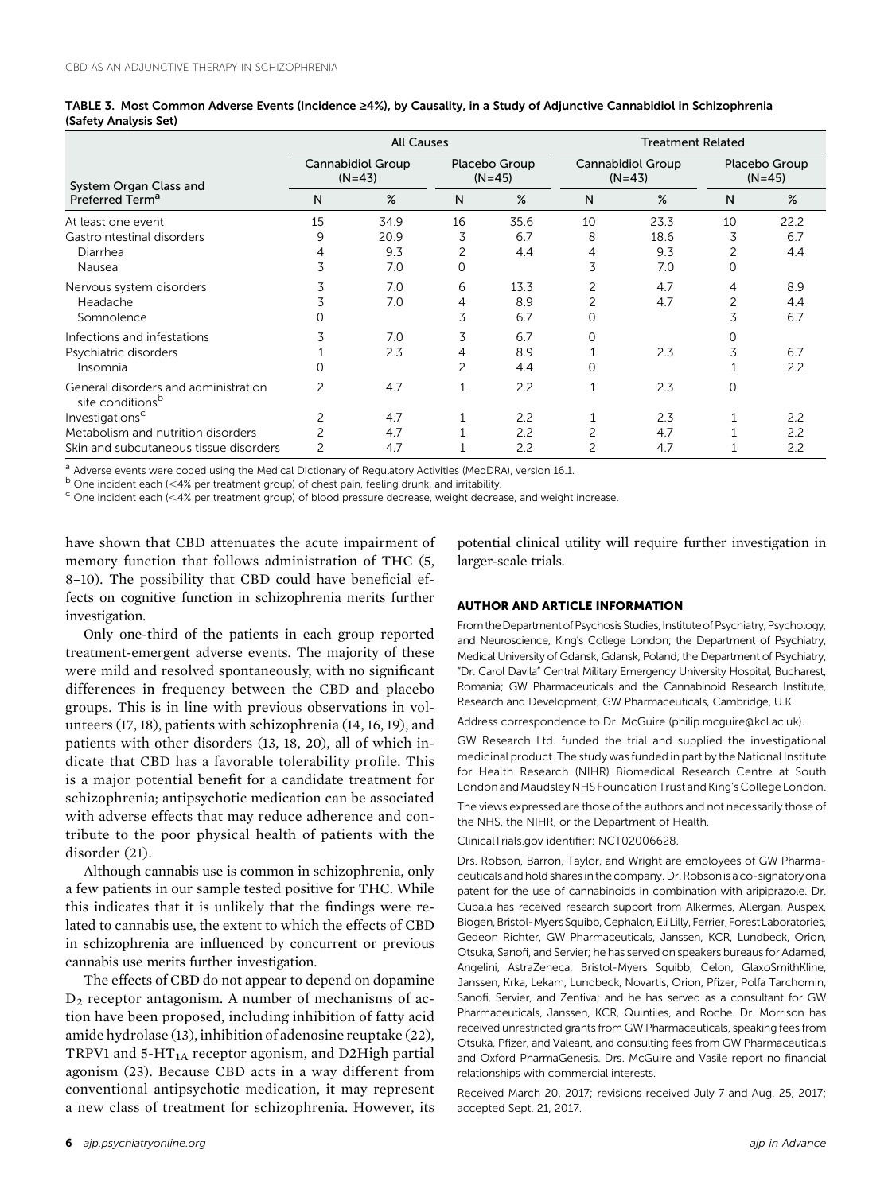TABLE 3. Most Common Adverse Events (Incidence ≥4%), by Causality, in a Study of Adjunctive Cannabidiol in Schizophrenia (Safety Analysis Set)

| System Organ Class and Preferred Term[a] | All Causes | | | | Treatment Related | | | |
|---|---|---|---|---|---|---|---|---|
| | Cannabidiol Group (N=43) | | Placebo Group (N=45) | | Cannabidiol Group (N=43) | | Placebo Group (N=45) | |
| | N | % | N | % | N | % | N | % |
| At least one event | 15 | 34.9 | 16 | 35.6 | 10 | 23.3 | 10 | 22.2 |
| Gastrointestinal disorders | 9 | 20.9 | 3 | 6.7 | 8 | 18.6 | 3 | 6.7 |
| Diarrhea | 4 | 9.3 | 2 | 4.4 | 4 | 9.3 | 2 | 4.4 |
| Nausea | 3 | 7.0 | 0 | | 3 | 7.0 | 0 | |
| Nervous system disorders | 3 | 7.0 | 6 | 13.3 | 2 | 4.7 | 4 | 8.9 |
| Headache | 3 | 7.0 | 4 | 8.9 | 2 | 4.7 | 2 | 4.4 |
| Somnolence | 0 | | 3 | 6.7 | 0 | | 3 | 6.7 |
| Infections and infestations | 3 | 7.0 | 3 | 6.7 | 0 | | 0 | |
| Psychiatric disorders | 1 | 2.3 | 4 | 8.9 | 1 | 2.3 | 3 | 6.7 |
| Insomnia | 0 | | 2 | 4.4 | 0 | | 1 | 2.2 |
| General disorders and administration site conditions[b] | 2 | 4.7 | 1 | 2.2 | 1 | 2.3 | 0 | |
| Investigations[c] | 2 | 4.7 | 1 | 2.2 | 1 | 2.3 | 1 | 2.2 |
| Metabolism and nutrition disorders | 2 | 4.7 | 1 | 2.2 | 2 | 4.7 | 1 | 2.2 |
| Skin and subcutaneous tissue disorders | 2 | 4.7 | 1 | 2.2 | 2 | 4.7 | 1 | 2.2 |

[a] Adverse events were coded using the Medical Dictionary of Regulatory Activities (MedDRA), version 16.1.
[b] One incident each (<4% per treatment group) of chest pain, feeling drunk, and irritability.
[c] One incident each (<4% per treatment group) of blood pressure decrease, weight decrease, and weight increase.

have shown that CBD attenuates the acute impairment of memory function that follows administration of THC (5, 8–10). The possibility that CBD could have beneficial effects on cognitive function in schizophrenia merits further investigation.

Only one-third of the patients in each group reported treatment-emergent adverse events. The majority of these were mild and resolved spontaneously, with no significant differences in frequency between the CBD and placebo groups. This is in line with previous observations in volunteers (17, 18), patients with schizophrenia (14, 16, 19), and patients with other disorders (13, 18, 20), all of which indicate that CBD has a favorable tolerability profile. This is a major potential benefit for a candidate treatment for schizophrenia; antipsychotic medication can be associated with adverse effects that may reduce adherence and contribute to the poor physical health of patients with the disorder (21).

Although cannabis use is common in schizophrenia, only a few patients in our sample tested positive for THC. While this indicates that it is unlikely that the findings were related to cannabis use, the extent to which the effects of CBD in schizophrenia are influenced by concurrent or previous cannabis use merits further investigation.

The effects of CBD do not appear to depend on dopamine $D_2$ receptor antagonism. A number of mechanisms of action have been proposed, including inhibition of fatty acid amide hydrolase (13), inhibition of adenosine reuptake (22), TRPV1 and $5\text{-HT}_{1A}$ receptor agonism, and D2High partial agonism (23). Because CBD acts in a way different from conventional antipsychotic medication, it may represent a new class of treatment for schizophrenia. However, its potential clinical utility will require further investigation in larger-scale trials.

## AUTHOR AND ARTICLE INFORMATION

From the Department of Psychosis Studies, Institute of Psychiatry, Psychology, and Neuroscience, King's College London; the Department of Psychiatry, Medical University of Gdansk, Gdansk, Poland; the Department of Psychiatry, "Dr. Carol Davila" Central Military Emergency University Hospital, Bucharest, Romania; GW Pharmaceuticals and the Cannabinoid Research Institute, Research and Development, GW Pharmaceuticals, Cambridge, U.K.

Address correspondence to Dr. McGuire (philip.mcguire@kcl.ac.uk).

GW Research Ltd. funded the trial and supplied the investigational medicinal product. The study was funded in part by the National Institute for Health Research (NIHR) Biomedical Research Centre at South London and Maudsley NHS Foundation Trust and King's College London.

The views expressed are those of the authors and not necessarily those of the NHS, the NIHR, or the Department of Health.

ClinicalTrials.gov identifier: NCT02006628.

Drs. Robson, Barron, Taylor, and Wright are employees of GW Pharmaceuticals and hold shares in the company. Dr. Robson is a co-signatory on a patent for the use of cannabinoids in combination with aripiprazole. Dr. Cubala has received research support from Alkermes, Allergan, Auspex, Biogen, Bristol-Myers Squibb, Cephalon, Eli Lilly, Ferrier, Forest Laboratories, Gedeon Richter, GW Pharmaceuticals, Janssen, KCR, Lundbeck, Orion, Otsuka, Sanofi, and Servier; he has served on speakers bureaus for Adamed, Angelini, AstraZeneca, Bristol-Myers Squibb, Celon, GlaxoSmithKline, Janssen, Krka, Lekam, Lundbeck, Novartis, Orion, Pfizer, Polfa Tarchomin, Sanofi, Servier, and Zentiva; and he has served as a consultant for GW Pharmaceuticals, Janssen, KCR, Quintiles, and Roche. Dr. Morrison has received unrestricted grants from GW Pharmaceuticals, speaking fees from Otsuka, Pfizer, and Valeant, and consulting fees from GW Pharmaceuticals and Oxford PharmaGenesis. Drs. McGuire and Vasile report no financial relationships with commercial interests.

Received March 20, 2017; revisions received July 7 and Aug. 25, 2017; accepted Sept. 21, 2017.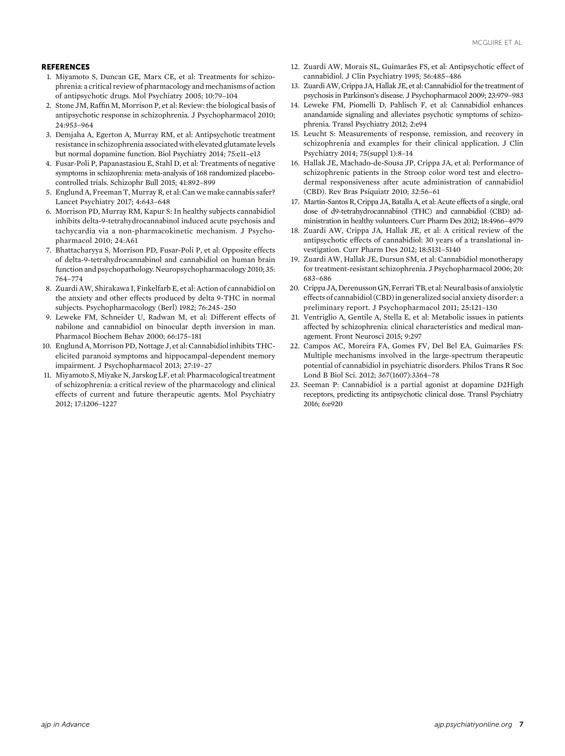## REFERENCES

1. Miyamoto S, Duncan GE, Marx CE, et al: Treatments for schizophrenia: a critical review of pharmacology and mechanisms of action of antipsychotic drugs. Mol Psychiatry 2005; 10:79–104
2. Stone JM, Raffin M, Morrison P, et al: Review: the biological basis of antipsychotic response in schizophrenia. J Psychopharmacol 2010; 24:953–964
3. Demjaha A, Egerton A, Murray RM, et al: Antipsychotic treatment resistance in schizophrenia associated with elevated glutamate levels but normal dopamine function. Biol Psychiatry 2014; 75:e11–e13
4. Fusar-Poli P, Papanastasiou E, Stahl D, et al: Treatments of negative symptoms in schizophrenia: meta-analysis of 168 randomized placebo-controlled trials. Schizophr Bull 2015; 41:892–899
5. Englund A, Freeman T, Murray R, et al: Can we make cannabis safer? Lancet Psychiatry 2017; 4:643–648
6. Morrison PD, Murray RM, Kapur S: In healthy subjects cannabidiol inhibits delta-9-tetrahydrocannabinol induced acute psychosis and tachycardia via a non-pharmacokinetic mechanism. J Psychopharmacol 2010; 24:A61
7. Bhattacharyya S, Morrison PD, Fusar-Poli P, et al: Opposite effects of delta-9-tetrahydrocannabinol and cannabidiol on human brain function and psychopathology. Neuropsychopharmacology 2010; 35: 764–774
8. Zuardi AW, Shirakawa I, Finkelfarb E, et al: Action of cannabidiol on the anxiety and other effects produced by delta 9-THC in normal subjects. Psychopharmacology (Berl) 1982; 76:245–250
9. Leweke FM, Schneider U, Radwan M, et al: Different effects of nabilone and cannabidiol on binocular depth inversion in man. Pharmacol Biochem Behav 2000; 66:175–181
10. Englund A, Morrison PD, Nottage J, et al: Cannabidiol inhibits THC-elicited paranoid symptoms and hippocampal-dependent memory impairment. J Psychopharmacol 2013; 27:19–27
11. Miyamoto S, Miyake N, Jarskog LF, et al: Pharmacological treatment of schizophrenia: a critical review of the pharmacology and clinical effects of current and future therapeutic agents. Mol Psychiatry 2012; 17:1206–1227
12. Zuardi AW, Morais SL, Guimarães FS, et al: Antipsychotic effect of cannabidiol. J Clin Psychiatry 1995; 56:485–486
13. Zuardi AW, Crippa JA, Hallak JE, et al: Cannabidiol for the treatment of psychosis in Parkinson's disease. J Psychopharmacol 2009; 23:979–983
14. Leweke FM, Piomelli D, Pahlisch F, et al: Cannabidiol enhances anandamide signaling and alleviates psychotic symptoms of schizophrenia. Transl Psychiatry 2012; 2:e94
15. Leucht S: Measurements of response, remission, and recovery in schizophrenia and examples for their clinical application. J Clin Psychiatry 2014; 75(suppl 1):8–14
16. Hallak JE, Machado-de-Sousa JP, Crippa JA, et al: Performance of schizophrenic patients in the Stroop color word test and electrodermal responsiveness after acute administration of cannabidiol (CBD). Rev Bras Psiquiatr 2010; 32:56–61
17. Martin-Santos R, Crippa JA, Batalla A, et al: Acute effects of a single, oral dose of d9-tetrahydrocannabinol (THC) and cannabidiol (CBD) administration in healthy volunteers. Curr Pharm Des 2012; 18:4966–4979
18. Zuardi AW, Crippa JA, Hallak JE, et al: A critical review of the antipsychotic effects of cannabidiol: 30 years of a translational investigation. Curr Pharm Des 2012; 18:5131–5140
19. Zuardi AW, Hallak JE, Dursun SM, et al: Cannabidiol monotherapy for treatment-resistant schizophrenia. J Psychopharmacol 2006; 20: 683–686
20. Crippa JA, Derenusson GN, Ferrari TB, et al: Neural basis of anxiolytic effects of cannabidiol (CBD) in generalized social anxiety disorder: a preliminary report. J Psychopharmacol 2011; 25:121–130
21. Ventriglio A, Gentile A, Stella E, et al: Metabolic issues in patients affected by schizophrenia: clinical characteristics and medical management. Front Neurosci 2015; 9:297
22. Campos AC, Moreira FA, Gomes FV, Del Bel EA, Guimarães FS: Multiple mechanisms involved in the large-spectrum therapeutic potential of cannabidiol in psychiatric disorders. Philos Trans R Soc Lond B Biol Sci. 2012; 367(1607):3364–78
23. Seeman P: Cannabidiol is a partial agonist at dopamine D2High receptors, predicting its antipsychotic clinical dose. Transl Psychiatry 2016; 6:e920